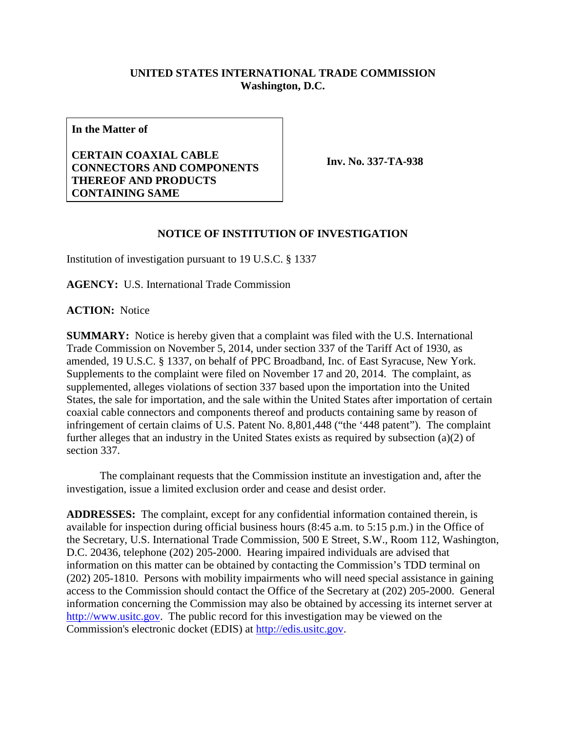**UNITED STATES INTERNATIONAL TRADE COMMISSION**
**Washington, D.C.**

| **In the Matter of**<br><br>**CERTAIN COAXIAL CABLE CONNECTORS AND COMPONENTS THEREOF AND PRODUCTS CONTAINING SAME** | **Inv. No. 337-TA-938** |
|---|---|

## NOTICE OF INSTITUTION OF INVESTIGATION

Institution of investigation pursuant to 19 U.S.C. § 1337

**AGENCY:** U.S. International Trade Commission

**ACTION:** Notice

**SUMMARY:** Notice is hereby given that a complaint was filed with the U.S. International Trade Commission on November 5, 2014, under section 337 of the Tariff Act of 1930, as amended, 19 U.S.C. § 1337, on behalf of PPC Broadband, Inc. of East Syracuse, New York. Supplements to the complaint were filed on November 17 and 20, 2014. The complaint, as supplemented, alleges violations of section 337 based upon the importation into the United States, the sale for importation, and the sale within the United States after importation of certain coaxial cable connectors and components thereof and products containing same by reason of infringement of certain claims of U.S. Patent No. 8,801,448 ("the '448 patent"). The complaint further alleges that an industry in the United States exists as required by subsection (a)(2) of section 337.

The complainant requests that the Commission institute an investigation and, after the investigation, issue a limited exclusion order and cease and desist order.

**ADDRESSES:** The complaint, except for any confidential information contained therein, is available for inspection during official business hours (8:45 a.m. to 5:15 p.m.) in the Office of the Secretary, U.S. International Trade Commission, 500 E Street, S.W., Room 112, Washington, D.C. 20436, telephone (202) 205-2000. Hearing impaired individuals are advised that information on this matter can be obtained by contacting the Commission's TDD terminal on (202) 205-1810. Persons with mobility impairments who will need special assistance in gaining access to the Commission should contact the Office of the Secretary at (202) 205-2000. General information concerning the Commission may also be obtained by accessing its internet server at http://www.usitc.gov. The public record for this investigation may be viewed on the Commission's electronic docket (EDIS) at http://edis.usitc.gov.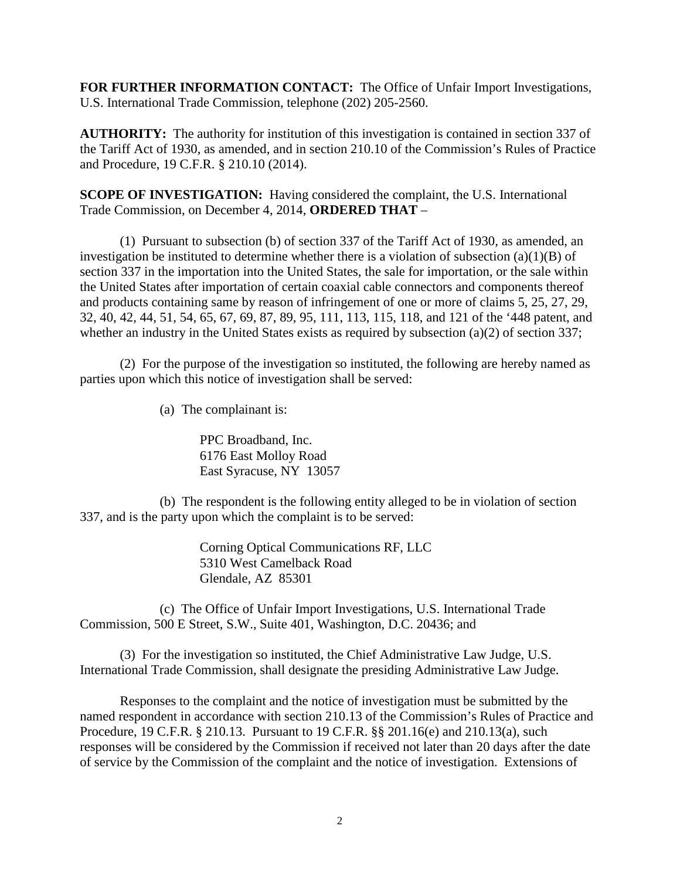**FOR FURTHER INFORMATION CONTACT:** The Office of Unfair Import Investigations, U.S. International Trade Commission, telephone (202) 205-2560.

**AUTHORITY:** The authority for institution of this investigation is contained in section 337 of the Tariff Act of 1930, as amended, and in section 210.10 of the Commission's Rules of Practice and Procedure, 19 C.F.R. § 210.10 (2014).

**SCOPE OF INVESTIGATION:** Having considered the complaint, the U.S. International Trade Commission, on December 4, 2014, **ORDERED THAT** –

(1) Pursuant to subsection (b) of section 337 of the Tariff Act of 1930, as amended, an investigation be instituted to determine whether there is a violation of subsection (a)(1)(B) of section 337 in the importation into the United States, the sale for importation, or the sale within the United States after importation of certain coaxial cable connectors and components thereof and products containing same by reason of infringement of one or more of claims 5, 25, 27, 29, 32, 40, 42, 44, 51, 54, 65, 67, 69, 87, 89, 95, 111, 113, 115, 118, and 121 of the '448 patent, and whether an industry in the United States exists as required by subsection (a)(2) of section 337;

(2) For the purpose of the investigation so instituted, the following are hereby named as parties upon which this notice of investigation shall be served:

(a) The complainant is:

PPC Broadband, Inc.
6176 East Molloy Road
East Syracuse, NY 13057

(b) The respondent is the following entity alleged to be in violation of section 337, and is the party upon which the complaint is to be served:

Corning Optical Communications RF, LLC
5310 West Camelback Road
Glendale, AZ 85301

(c) The Office of Unfair Import Investigations, U.S. International Trade Commission, 500 E Street, S.W., Suite 401, Washington, D.C. 20436; and

(3) For the investigation so instituted, the Chief Administrative Law Judge, U.S. International Trade Commission, shall designate the presiding Administrative Law Judge.

Responses to the complaint and the notice of investigation must be submitted by the named respondent in accordance with section 210.13 of the Commission's Rules of Practice and Procedure, 19 C.F.R. § 210.13. Pursuant to 19 C.F.R. §§ 201.16(e) and 210.13(a), such responses will be considered by the Commission if received not later than 20 days after the date of service by the Commission of the complaint and the notice of investigation. Extensions of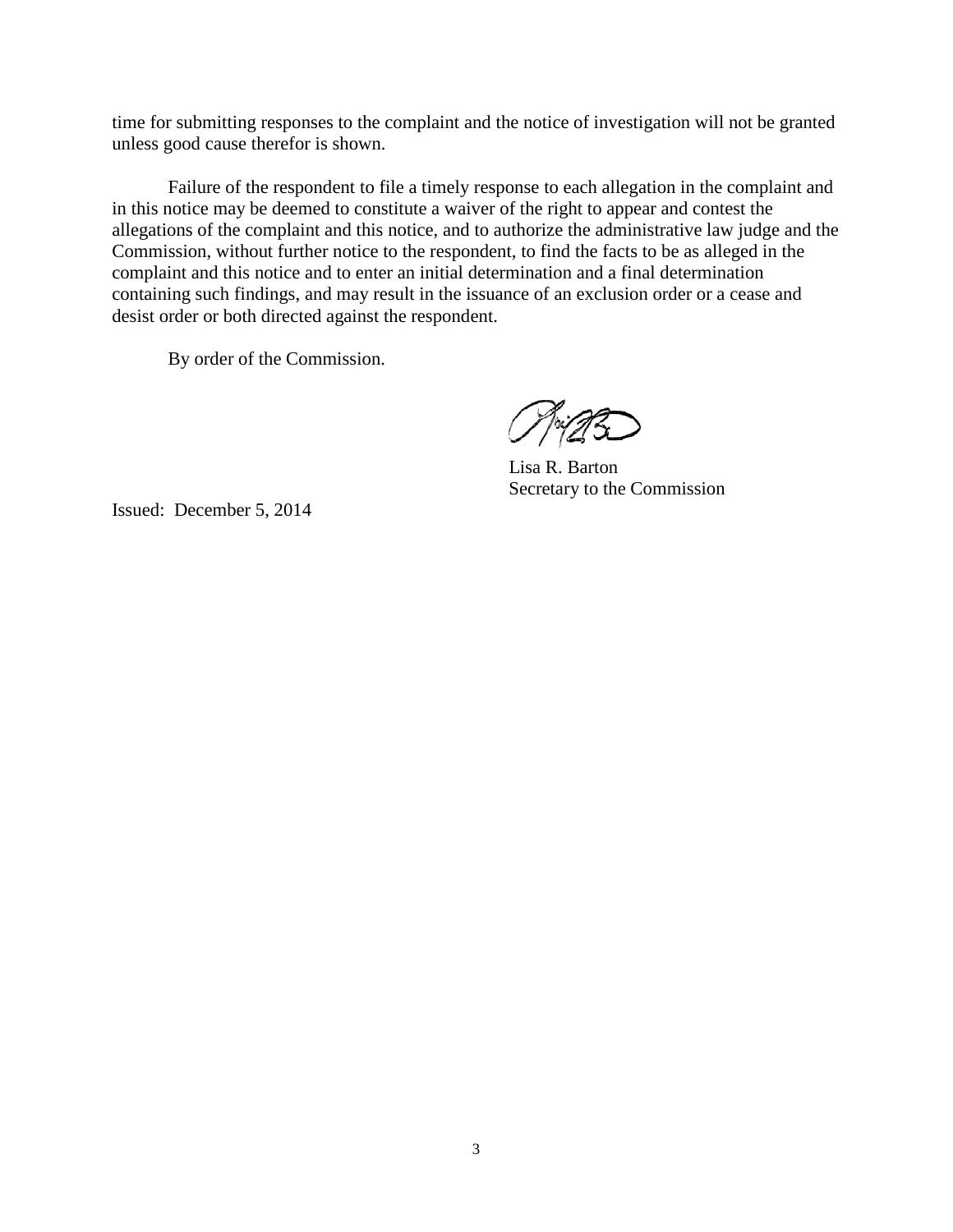time for submitting responses to the complaint and the notice of investigation will not be granted unless good cause therefor is shown.

Failure of the respondent to file a timely response to each allegation in the complaint and in this notice may be deemed to constitute a waiver of the right to appear and contest the allegations of the complaint and this notice, and to authorize the administrative law judge and the Commission, without further notice to the respondent, to find the facts to be as alleged in the complaint and this notice and to enter an initial determination and a final determination containing such findings, and may result in the issuance of an exclusion order or a cease and desist order or both directed against the respondent.

By order of the Commission.

Lisa R. Barton
Secretary to the Commission

Issued: December 5, 2014